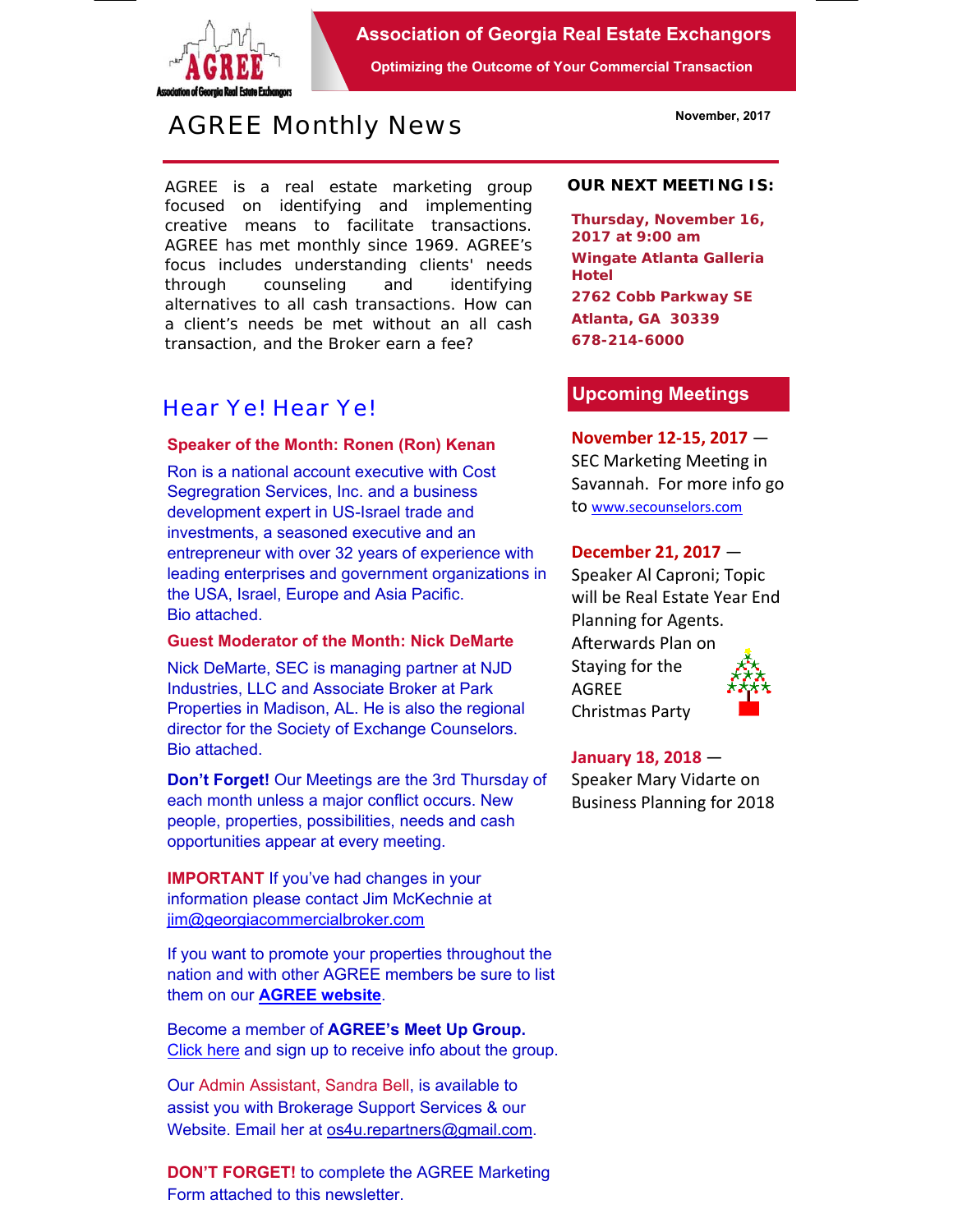# Association of Georgia Real Estate Exchangors

**Optimizing the Outcome of Your Commercial Transaction**

## AGREE Monthly News

**November, 2017**

AGREE is a real estate marketing group focused on identifying and implementing creative means to facilitate transactions. AGREE has met monthly since 1969. AGREE's focus includes understanding clients' needs through counseling and identifying alternatives to all cash transactions. How can a client's needs be met without an all cash transaction, and the Broker earn a fee?

## Hear Ye! Hear Ye!

### Speaker of the Month: Ronen (Ron) Kenan

Ron is a national account executive with Cost Segregration Services, Inc. and a business development expert in US-Israel trade and investments, a seasoned executive and an entrepreneur with over 32 years of experience with leading enterprises and government organizations in the USA, Israel, Europe and Asia Pacific.
Bio attached.

### Guest Moderator of the Month: Nick DeMarte

Nick DeMarte, SEC is managing partner at NJD Industries, LLC and Associate Broker at Park Properties in Madison, AL. He is also the regional director for the Society of Exchange Counselors.
Bio attached.

**Don't Forget!** Our Meetings are the 3rd Thursday of each month unless a major conflict occurs. New people, properties, possibilities, needs and cash opportunities appear at every meeting.

**IMPORTANT** If you've had changes in your information please contact Jim McKechnie at jim@georgiacommercialbroker.com

If you want to promote your properties throughout the nation and with other AGREE members be sure to list them on our **AGREE website**.

Become a member of **AGREE's Meet Up Group.** Click here and sign up to receive info about the group.

Our Admin Assistant, Sandra Bell, is available to assist you with Brokerage Support Services & our Website. Email her at os4u.repartners@gmail.com.

**DON'T FORGET!** to complete the AGREE Marketing Form attached to this newsletter.

### OUR NEXT MEETING IS:

**Thursday, November 16, 2017 at 9:00 am**
**Wingate Atlanta Galleria Hotel**
**2762 Cobb Parkway SE**
**Atlanta, GA 30339**
**678-214-6000**

## Upcoming Meetings

**November 12-15, 2017** — SEC Marketing Meeting in Savannah. For more info go to www.secounselors.com

**December 21, 2017** — Speaker Al Caproni; Topic will be Real Estate Year End Planning for Agents. Afterwards Plan on Staying for the AGREE Christmas Party

**January 18, 2018** — Speaker Mary Vidarte on Business Planning for 2018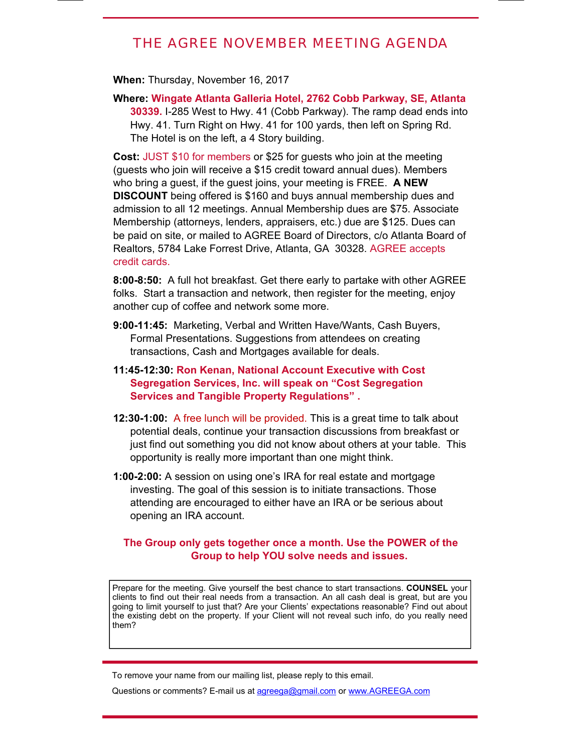# THE AGREE NOVEMBER MEETING AGENDA

**When:** Thursday, November 16, 2017

**Where:** **Wingate Atlanta Galleria Hotel, 2762 Cobb Parkway, SE, Atlanta 30339.** I-285 West to Hwy. 41 (Cobb Parkway). The ramp dead ends into Hwy. 41. Turn Right on Hwy. 41 for 100 yards, then left on Spring Rd. The Hotel is on the left, a 4 Story building.

**Cost:** JUST $10 for members or $25 for guests who join at the meeting (guests who join will receive a $15 credit toward annual dues). Members who bring a guest, if the guest joins, your meeting is FREE. **A NEW DISCOUNT** being offered is $160 and buys annual membership dues and admission to all 12 meetings. Annual Membership dues are $75. Associate Membership (attorneys, lenders, appraisers, etc.) due are $125. Dues can be paid on site, or mailed to AGREE Board of Directors, c/o Atlanta Board of Realtors, 5784 Lake Forrest Drive, Atlanta, GA 30328. AGREE accepts credit cards.

**8:00-8:50:** A full hot breakfast. Get there early to partake with other AGREE folks. Start a transaction and network, then register for the meeting, enjoy another cup of coffee and network some more.

**9:00-11:45:** Marketing, Verbal and Written Have/Wants, Cash Buyers, Formal Presentations. Suggestions from attendees on creating transactions, Cash and Mortgages available for deals.

**11:45-12:30:** **Ron Kenan, National Account Executive with Cost Segregation Services, Inc. will speak on "Cost Segregation Services and Tangible Property Regulations" .**

**12:30-1:00:** A free lunch will be provided. This is a great time to talk about potential deals, continue your transaction discussions from breakfast or just find out something you did not know about others at your table. This opportunity is really more important than one might think.

**1:00-2:00:** A session on using one's IRA for real estate and mortgage investing. The goal of this session is to initiate transactions. Those attending are encouraged to either have an IRA or be serious about opening an IRA account.

**The Group only gets together once a month. Use the POWER of the Group to help YOU solve needs and issues.**

Prepare for the meeting. Give yourself the best chance to start transactions. **COUNSEL** your clients to find out their real needs from a transaction. An all cash deal is great, but are you going to limit yourself to just that? Are your Clients' expectations reasonable? Find out about the existing debt on the property. If your Client will not reveal such info, do you really need them?

To remove your name from our mailing list, please reply to this email.

Questions or comments? E-mail us at agreega@gmail.com or www.AGREEGA.com